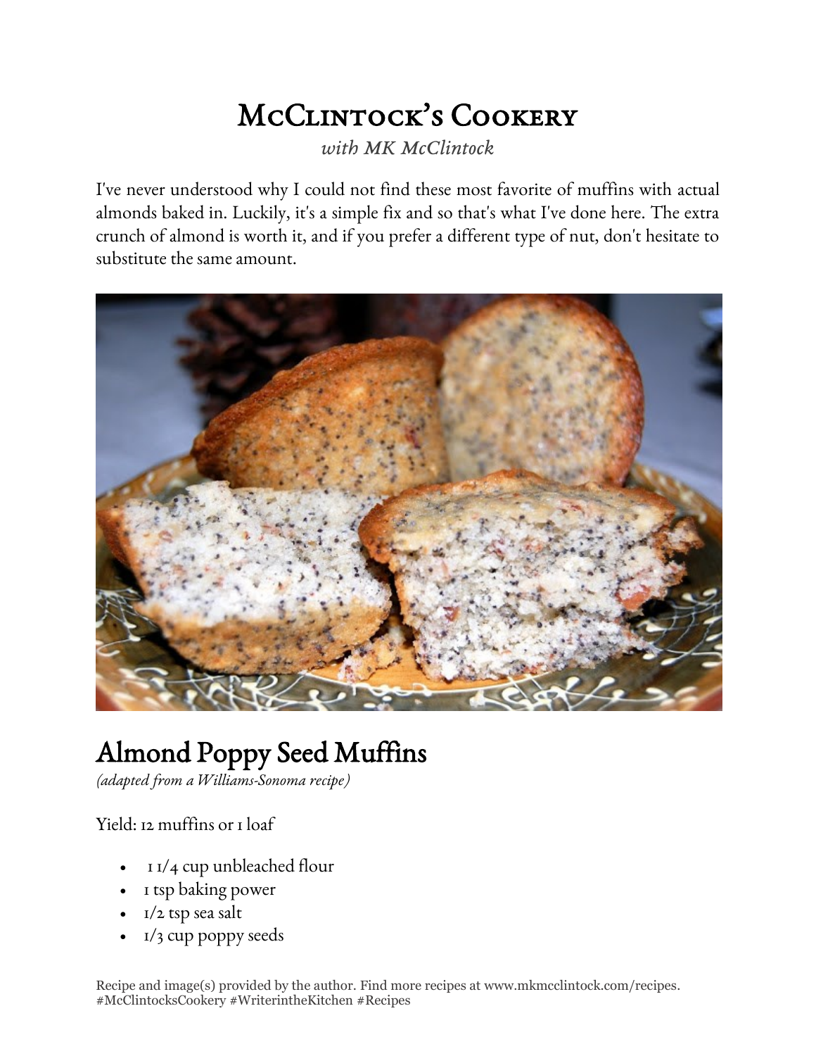# McClintock's Cookery

*with MK McClintock*

I've never understood why I could not find these most favorite of muffins with actual almonds baked in. Luckily, it's a simple fix and so that's what I've done here. The extra crunch of almond is worth it, and if you prefer a different type of nut, don't hesitate to substitute the same amount.

## Almond Poppy Seed Muffins

*(adapted from a Williams-Sonoma recipe)*

Yield: 12 muffins or 1 loaf

- 1 1/4 cup unbleached flour
- 1 tsp baking power
- 1/2 tsp sea salt
- 1/3 cup poppy seeds

Recipe and image(s) provided by the author. Find more recipes at www.mkmcclintock.com/recipes.
#McClintocksCookery #WriterintheKitchen #Recipes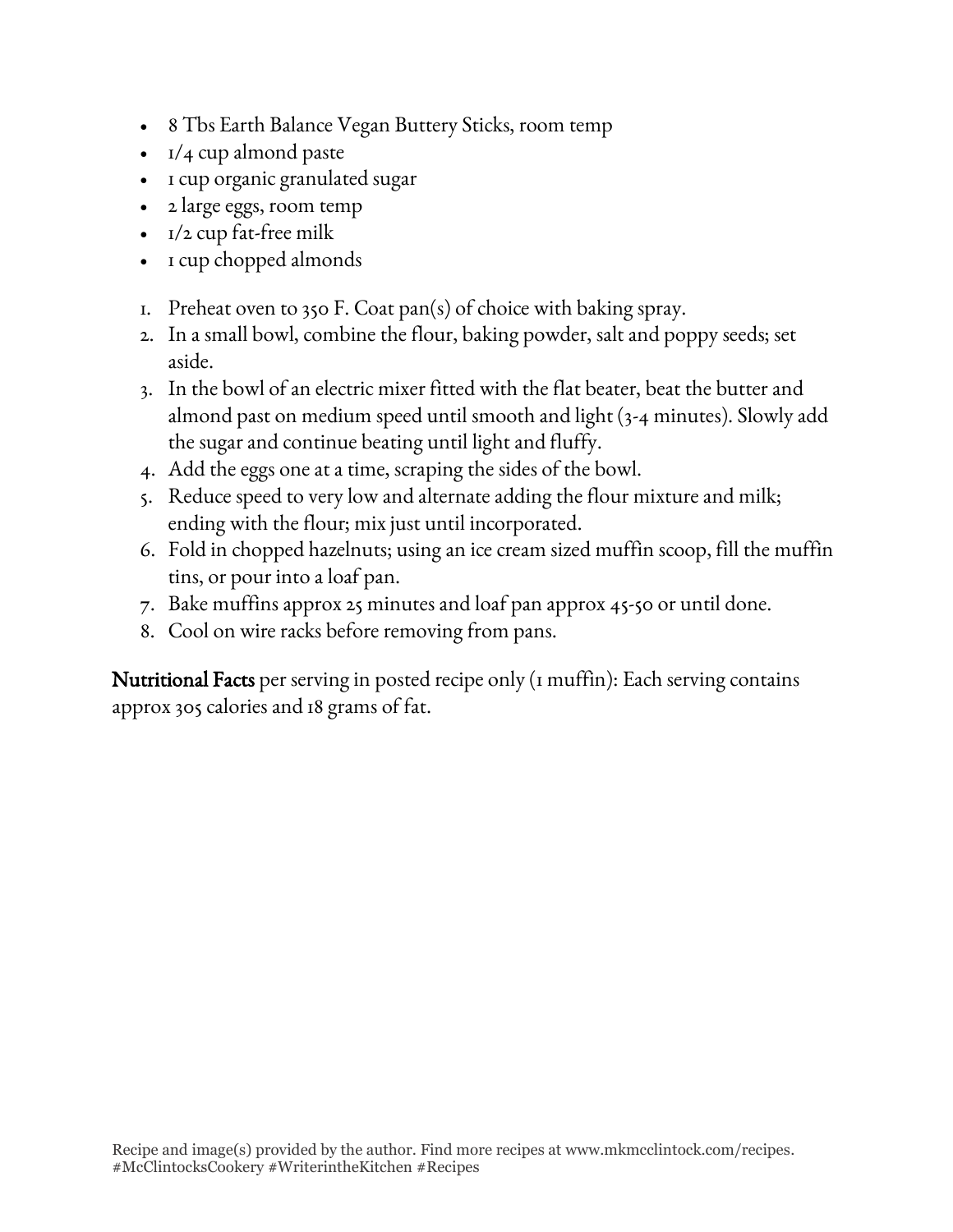- 8 Tbs Earth Balance Vegan Buttery Sticks, room temp
- 1/4 cup almond paste
- 1 cup organic granulated sugar
- 2 large eggs, room temp
- 1/2 cup fat-free milk
- 1 cup chopped almonds

1. Preheat oven to 350 F. Coat pan(s) of choice with baking spray.
2. In a small bowl, combine the flour, baking powder, salt and poppy seeds; set aside.
3. In the bowl of an electric mixer fitted with the flat beater, beat the butter and almond past on medium speed until smooth and light (3-4 minutes). Slowly add the sugar and continue beating until light and fluffy.
4. Add the eggs one at a time, scraping the sides of the bowl.
5. Reduce speed to very low and alternate adding the flour mixture and milk; ending with the flour; mix just until incorporated.
6. Fold in chopped hazelnuts; using an ice cream sized muffin scoop, fill the muffin tins, or pour into a loaf pan.
7. Bake muffins approx 25 minutes and loaf pan approx 45-50 or until done.
8. Cool on wire racks before removing from pans.

**Nutritional Facts** per serving in posted recipe only (1 muffin): Each serving contains approx 305 calories and 18 grams of fat.

Recipe and image(s) provided by the author. Find more recipes at www.mkmcclintock.com/recipes. #McClintocksCookery #WriterintheKitchen #Recipes